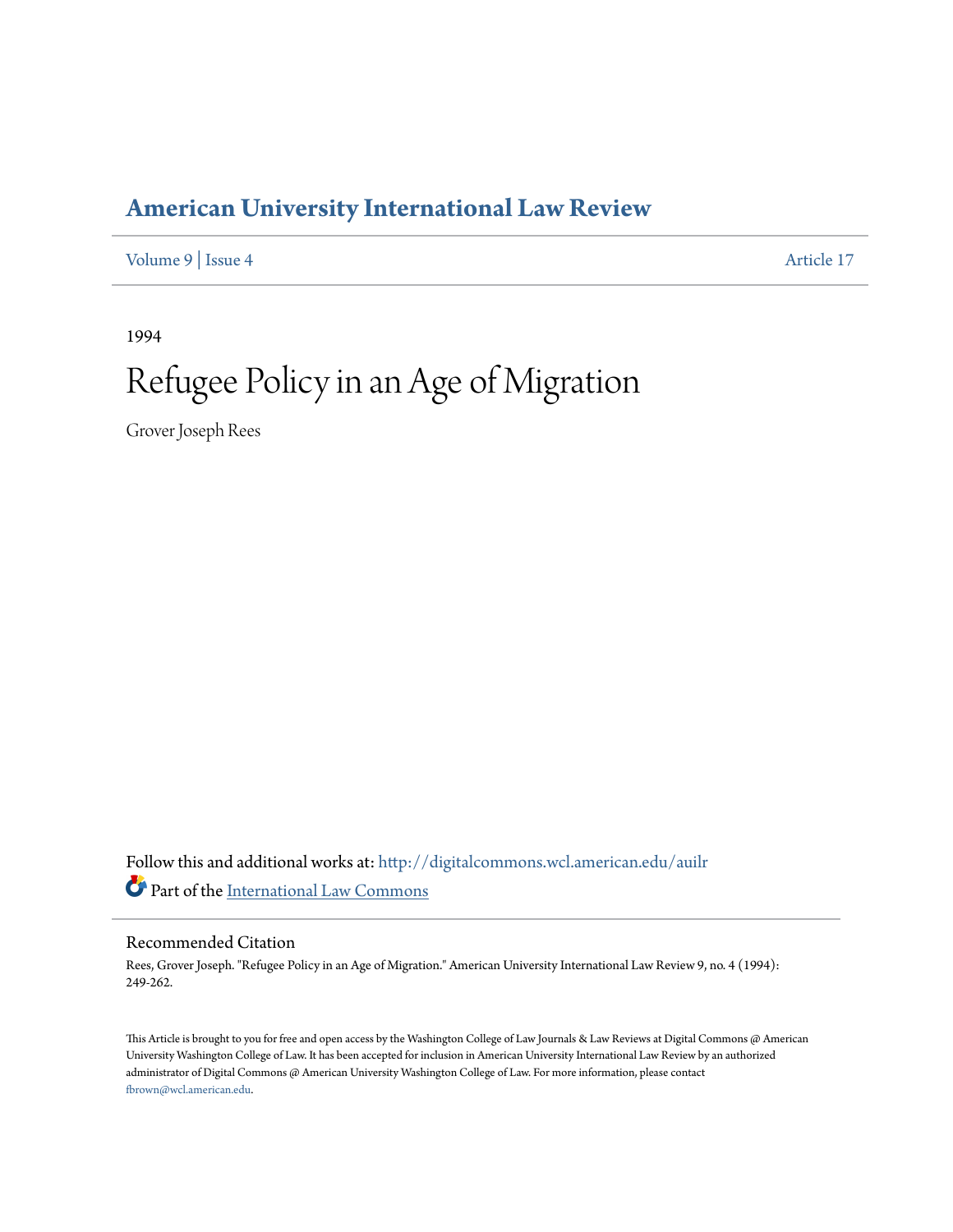# American University International Law Review

Volume 9 | Issue 4 Article 17

1994

# Refugee Policy in an Age of Migration

Grover Joseph Rees

Follow this and additional works at: http://digitalcommons.wcl.american.edu/auilr

Part of the International Law Commons

## Recommended Citation

Rees, Grover Joseph. "Refugee Policy in an Age of Migration." American University International Law Review 9, no. 4 (1994): 249-262.

This Article is brought to you for free and open access by the Washington College of Law Journals & Law Reviews at Digital Commons @ American University Washington College of Law. It has been accepted for inclusion in American University International Law Review by an authorized administrator of Digital Commons @ American University Washington College of Law. For more information, please contact fbrown@wcl.american.edu.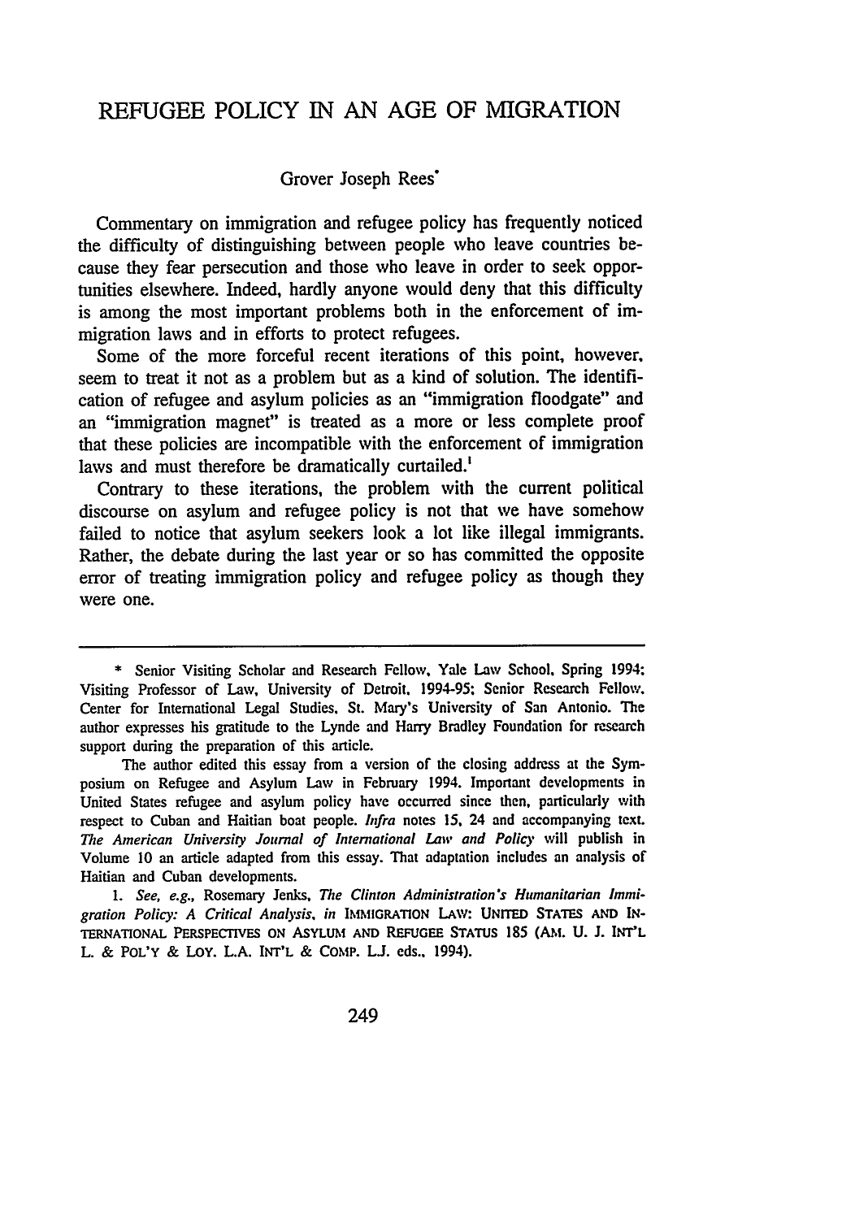# REFUGEE POLICY IN AN AGE OF MIGRATION

Grover Joseph Rees*

Commentary on immigration and refugee policy has frequently noticed the difficulty of distinguishing between people who leave countries because they fear persecution and those who leave in order to seek opportunities elsewhere. Indeed, hardly anyone would deny that this difficulty is among the most important problems both in the enforcement of immigration laws and in efforts to protect refugees.

Some of the more forceful recent iterations of this point, however, seem to treat it not as a problem but as a kind of solution. The identification of refugee and asylum policies as an "immigration floodgate" and an "immigration magnet" is treated as a more or less complete proof that these policies are incompatible with the enforcement of immigration laws and must therefore be dramatically curtailed.[1]

Contrary to these iterations, the problem with the current political discourse on asylum and refugee policy is not that we have somehow failed to notice that asylum seekers look a lot like illegal immigrants. Rather, the debate during the last year or so has committed the opposite error of treating immigration policy and refugee policy as though they were one.

---

\* Senior Visiting Scholar and Research Fellow, Yale Law School, Spring 1994; Visiting Professor of Law, University of Detroit, 1994-95; Senior Research Fellow, Center for International Legal Studies, St. Mary's University of San Antonio. The author expresses his gratitude to the Lynde and Harry Bradley Foundation for research support during the preparation of this article.

The author edited this essay from a version of the closing address at the Symposium on Refugee and Asylum Law in February 1994. Important developments in United States refugee and asylum policy have occurred since then, particularly with respect to Cuban and Haitian boat people. *Infra* notes 15, 24 and accompanying text. *The American University Journal of International Law and Policy* will publish in Volume 10 an article adapted from this essay. That adaptation includes an analysis of Haitian and Cuban developments.

1. *See, e.g.*, Rosemary Jenks, *The Clinton Administration's Humanitarian Immigration Policy: A Critical Analysis*, *in* IMMIGRATION LAW: UNITED STATES AND INTERNATIONAL PERSPECTIVES ON ASYLUM AND REFUGEE STATUS 185 (AM. U. J. INT'L L. & POL'Y & LOY. L.A. INT'L & COMP. L.J. eds., 1994).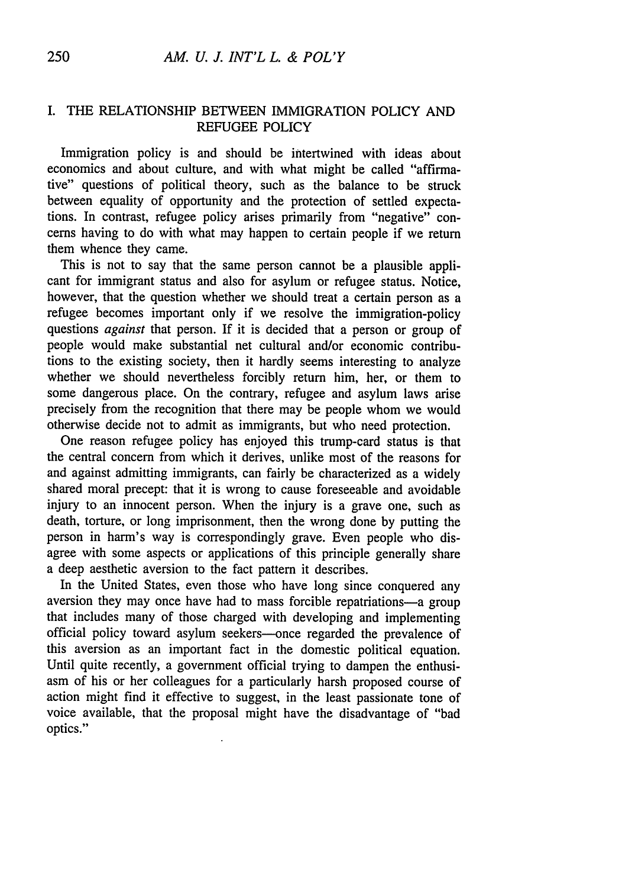## I. THE RELATIONSHIP BETWEEN IMMIGRATION POLICY AND REFUGEE POLICY

Immigration policy is and should be intertwined with ideas about economics and about culture, and with what might be called "affirmative" questions of political theory, such as the balance to be struck between equality of opportunity and the protection of settled expectations. In contrast, refugee policy arises primarily from "negative" concerns having to do with what may happen to certain people if we return them whence they came.

This is not to say that the same person cannot be a plausible applicant for immigrant status and also for asylum or refugee status. Notice, however, that the question whether we should treat a certain person as a refugee becomes important only if we resolve the immigration-policy questions *against* that person. If it is decided that a person or group of people would make substantial net cultural and/or economic contributions to the existing society, then it hardly seems interesting to analyze whether we should nevertheless forcibly return him, her, or them to some dangerous place. On the contrary, refugee and asylum laws arise precisely from the recognition that there may be people whom we would otherwise decide not to admit as immigrants, but who need protection.

One reason refugee policy has enjoyed this trump-card status is that the central concern from which it derives, unlike most of the reasons for and against admitting immigrants, can fairly be characterized as a widely shared moral precept: that it is wrong to cause foreseeable and avoidable injury to an innocent person. When the injury is a grave one, such as death, torture, or long imprisonment, then the wrong done by putting the person in harm's way is correspondingly grave. Even people who disagree with some aspects or applications of this principle generally share a deep aesthetic aversion to the fact pattern it describes.

In the United States, even those who have long since conquered any aversion they may once have had to mass forcible repatriations—a group that includes many of those charged with developing and implementing official policy toward asylum seekers—once regarded the prevalence of this aversion as an important fact in the domestic political equation. Until quite recently, a government official trying to dampen the enthusiasm of his or her colleagues for a particularly harsh proposed course of action might find it effective to suggest, in the least passionate tone of voice available, that the proposal might have the disadvantage of "bad optics."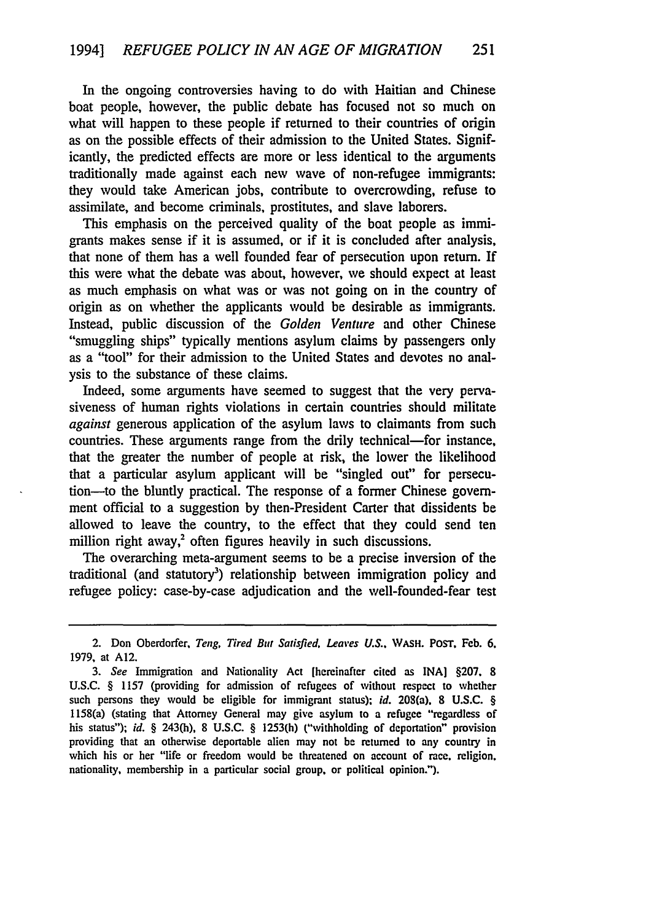In the ongoing controversies having to do with Haitian and Chinese boat people, however, the public debate has focused not so much on what will happen to these people if returned to their countries of origin as on the possible effects of their admission to the United States. Significantly, the predicted effects are more or less identical to the arguments traditionally made against each new wave of non-refugee immigrants: they would take American jobs, contribute to overcrowding, refuse to assimilate, and become criminals, prostitutes, and slave laborers.

This emphasis on the perceived quality of the boat people as immigrants makes sense if it is assumed, or if it is concluded after analysis, that none of them has a well founded fear of persecution upon return. If this were what the debate was about, however, we should expect at least as much emphasis on what was or was not going on in the country of origin as on whether the applicants would be desirable as immigrants. Instead, public discussion of the *Golden Venture* and other Chinese "smuggling ships" typically mentions asylum claims by passengers only as a "tool" for their admission to the United States and devotes no analysis to the substance of these claims.

Indeed, some arguments have seemed to suggest that the very pervasiveness of human rights violations in certain countries should militate *against* generous application of the asylum laws to claimants from such countries. These arguments range from the drily technical—for instance, that the greater the number of people at risk, the lower the likelihood that a particular asylum applicant will be "singled out" for persecution—to the bluntly practical. The response of a former Chinese government official to a suggestion by then-President Carter that dissidents be allowed to leave the country, to the effect that they could send ten million right away,[2] often figures heavily in such discussions.

The overarching meta-argument seems to be a precise inversion of the traditional (and statutory[3]) relationship between immigration policy and refugee policy: case-by-case adjudication and the well-founded-fear test

---

2. Don Oberdorfer, *Teng, Tired But Satisfied, Leaves U.S.*, WASH. POST, Feb. 6, 1979, at A12.

3. *See* Immigration and Nationality Act [hereinafter cited as INA] §207, 8 U.S.C. § 1157 (providing for admission of refugees of without respect to whether such persons they would be eligible for immigrant status); *id.* 208(a), 8 U.S.C. § 1158(a) (stating that Attorney General may give asylum to a refugee "regardless of his status"); *id.* § 243(h), 8 U.S.C. § 1253(h) ("withholding of deportation" provision providing that an otherwise deportable alien may not be returned to any country in which his or her "life or freedom would be threatened on account of race, religion, nationality, membership in a particular social group, or political opinion.").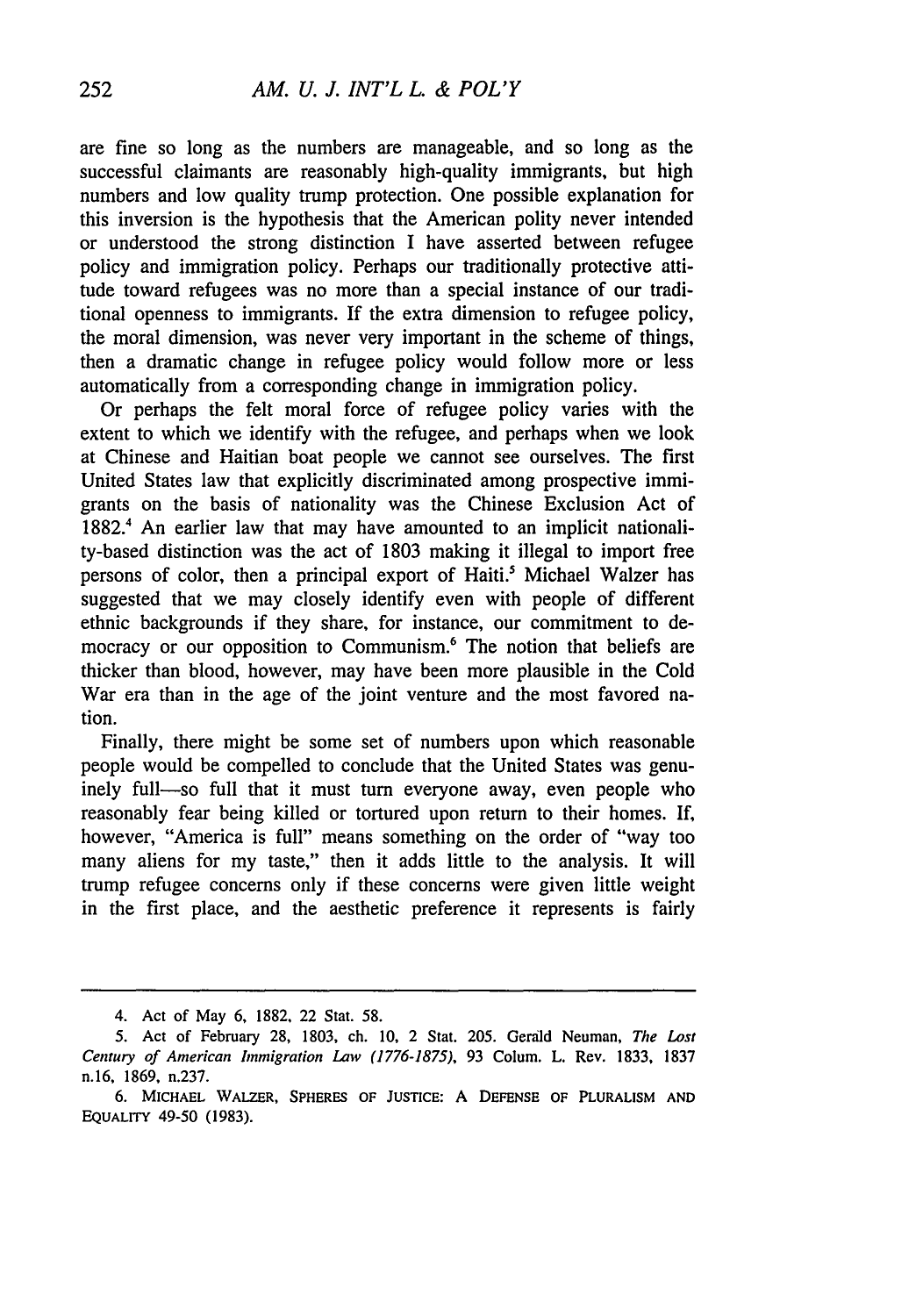are fine so long as the numbers are manageable, and so long as the successful claimants are reasonably high-quality immigrants, but high numbers and low quality trump protection. One possible explanation for this inversion is the hypothesis that the American polity never intended or understood the strong distinction I have asserted between refugee policy and immigration policy. Perhaps our traditionally protective attitude toward refugees was no more than a special instance of our traditional openness to immigrants. If the extra dimension to refugee policy, the moral dimension, was never very important in the scheme of things, then a dramatic change in refugee policy would follow more or less automatically from a corresponding change in immigration policy.

Or perhaps the felt moral force of refugee policy varies with the extent to which we identify with the refugee, and perhaps when we look at Chinese and Haitian boat people we cannot see ourselves. The first United States law that explicitly discriminated among prospective immigrants on the basis of nationality was the Chinese Exclusion Act of 1882.[4] An earlier law that may have amounted to an implicit nationality-based distinction was the act of 1803 making it illegal to import free persons of color, then a principal export of Haiti.[5] Michael Walzer has suggested that we may closely identify even with people of different ethnic backgrounds if they share, for instance, our commitment to democracy or our opposition to Communism.[6] The notion that beliefs are thicker than blood, however, may have been more plausible in the Cold War era than in the age of the joint venture and the most favored nation.

Finally, there might be some set of numbers upon which reasonable people would be compelled to conclude that the United States was genuinely full—so full that it must turn everyone away, even people who reasonably fear being killed or tortured upon return to their homes. If, however, "America is full" means something on the order of "way too many aliens for my taste," then it adds little to the analysis. It will trump refugee concerns only if these concerns were given little weight in the first place, and the aesthetic preference it represents is fairly

---

4. Act of May 6, 1882, 22 Stat. 58.

5. Act of February 28, 1803, ch. 10, 2 Stat. 205. Gerald Neuman, *The Lost Century of American Immigration Law (1776-1875)*, 93 Colum. L. Rev. 1833, 1837 n.16, 1869, n.237.

6. MICHAEL WALZER, SPHERES OF JUSTICE: A DEFENSE OF PLURALISM AND EQUALITY 49-50 (1983).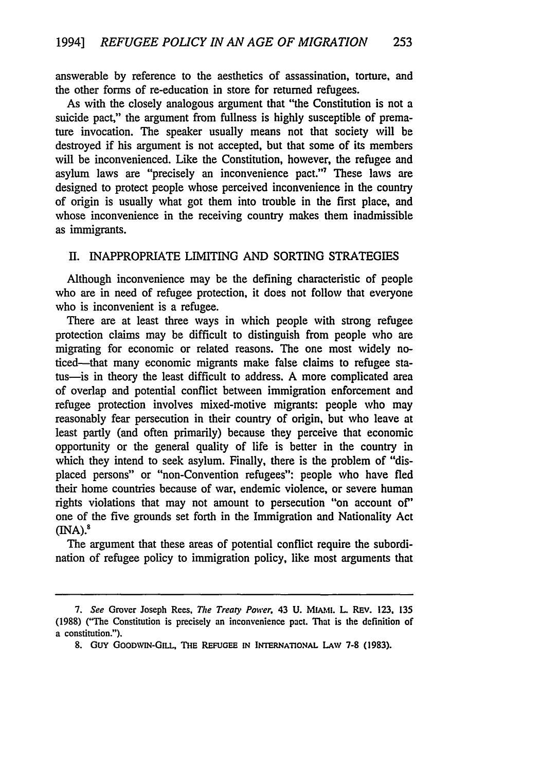answerable by reference to the aesthetics of assassination, torture, and the other forms of re-education in store for returned refugees.

As with the closely analogous argument that "the Constitution is not a suicide pact," the argument from fullness is highly susceptible of premature invocation. The speaker usually means not that society will be destroyed if his argument is not accepted, but that some of its members will be inconvenienced. Like the Constitution, however, the refugee and asylum laws are "precisely an inconvenience pact."[7] These laws are designed to protect people whose perceived inconvenience in the country of origin is usually what got them into trouble in the first place, and whose inconvenience in the receiving country makes them inadmissible as immigrants.

## II. INAPPROPRIATE LIMITING AND SORTING STRATEGIES

Although inconvenience may be the defining characteristic of people who are in need of refugee protection, it does not follow that everyone who is inconvenient is a refugee.

There are at least three ways in which people with strong refugee protection claims may be difficult to distinguish from people who are migrating for economic or related reasons. The one most widely noticed—that many economic migrants make false claims to refugee status—is in theory the least difficult to address. A more complicated area of overlap and potential conflict between immigration enforcement and refugee protection involves mixed-motive migrants: people who may reasonably fear persecution in their country of origin, but who leave at least partly (and often primarily) because they perceive that economic opportunity or the general quality of life is better in the country in which they intend to seek asylum. Finally, there is the problem of "displaced persons" or "non-Convention refugees": people who have fled their home countries because of war, endemic violence, or severe human rights violations that may not amount to persecution "on account of" one of the five grounds set forth in the Immigration and Nationality Act (INA).[8]

The argument that these areas of potential conflict require the subordination of refugee policy to immigration policy, like most arguments that

---

7. *See* Grover Joseph Rees, *The Treaty Power*, 43 U. MIAMI. L. REV. 123, 135 (1988) ("The Constitution is precisely an inconvenience pact. That is the definition of a constitution.").

8. GUY GOODWIN-GILL, THE REFUGEE IN INTERNATIONAL LAW 7-8 (1983).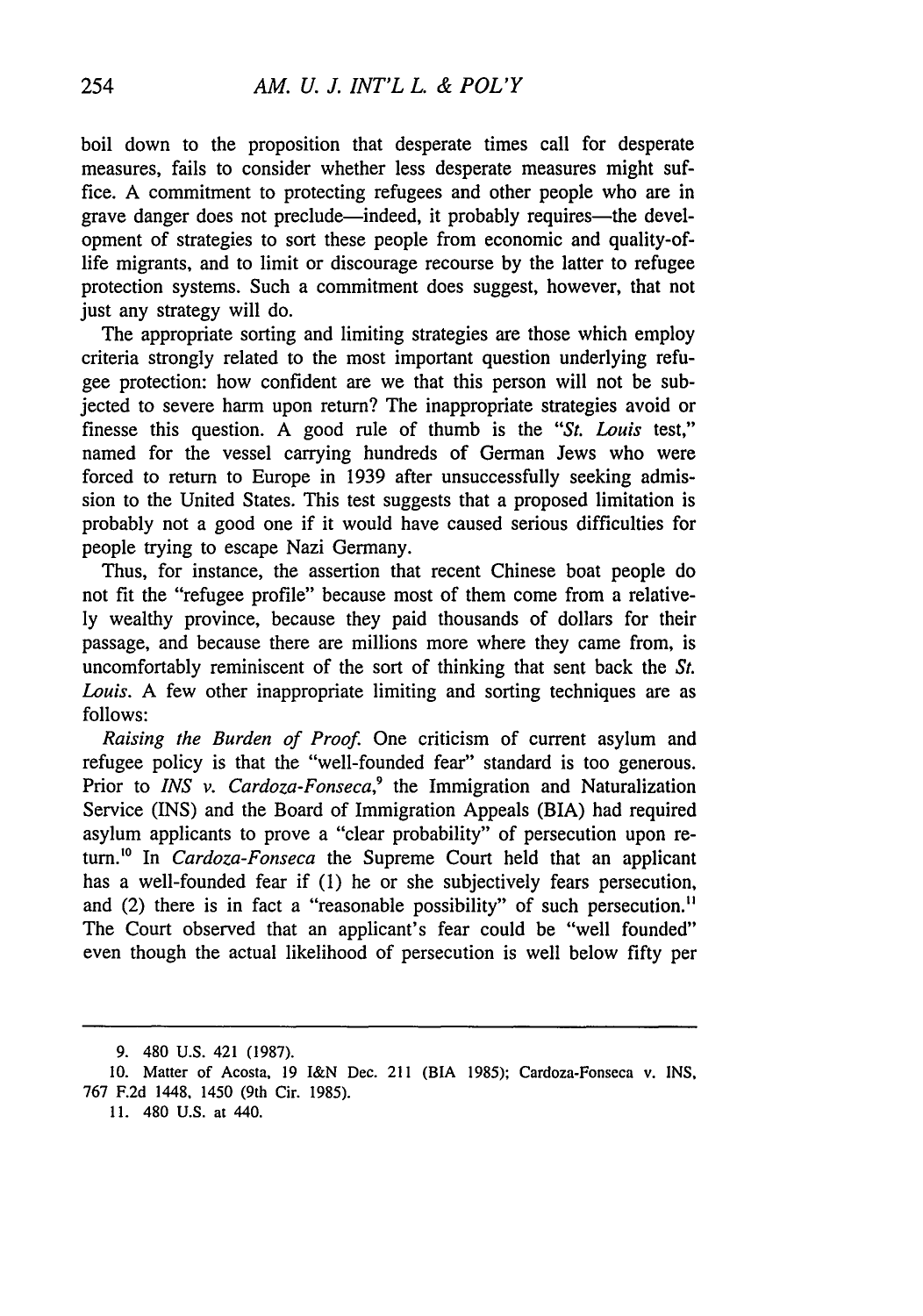boil down to the proposition that desperate times call for desperate measures, fails to consider whether less desperate measures might suffice. A commitment to protecting refugees and other people who are in grave danger does not preclude—indeed, it probably requires—the development of strategies to sort these people from economic and quality-of-life migrants, and to limit or discourage recourse by the latter to refugee protection systems. Such a commitment does suggest, however, that not just any strategy will do.

The appropriate sorting and limiting strategies are those which employ criteria strongly related to the most important question underlying refugee protection: how confident are we that this person will not be subjected to severe harm upon return? The inappropriate strategies avoid or finesse this question. A good rule of thumb is the "*St. Louis* test," named for the vessel carrying hundreds of German Jews who were forced to return to Europe in 1939 after unsuccessfully seeking admission to the United States. This test suggests that a proposed limitation is probably not a good one if it would have caused serious difficulties for people trying to escape Nazi Germany.

Thus, for instance, the assertion that recent Chinese boat people do not fit the "refugee profile" because most of them come from a relatively wealthy province, because they paid thousands of dollars for their passage, and because there are millions more where they came from, is uncomfortably reminiscent of the sort of thinking that sent back the *St. Louis*. A few other inappropriate limiting and sorting techniques are as follows:

*Raising the Burden of Proof*. One criticism of current asylum and refugee policy is that the "well-founded fear" standard is too generous. Prior to *INS v. Cardoza-Fonseca*,[9] the Immigration and Naturalization Service (INS) and the Board of Immigration Appeals (BIA) had required asylum applicants to prove a "clear probability" of persecution upon return.[10] In *Cardoza-Fonseca* the Supreme Court held that an applicant has a well-founded fear if (1) he or she subjectively fears persecution, and (2) there is in fact a "reasonable possibility" of such persecution.[11] The Court observed that an applicant's fear could be "well founded" even though the actual likelihood of persecution is well below fifty per

---

9. 480 U.S. 421 (1987).

10. Matter of Acosta, 19 I&N Dec. 211 (BIA 1985); Cardoza-Fonseca v. INS, 767 F.2d 1448, 1450 (9th Cir. 1985).

11. 480 U.S. at 440.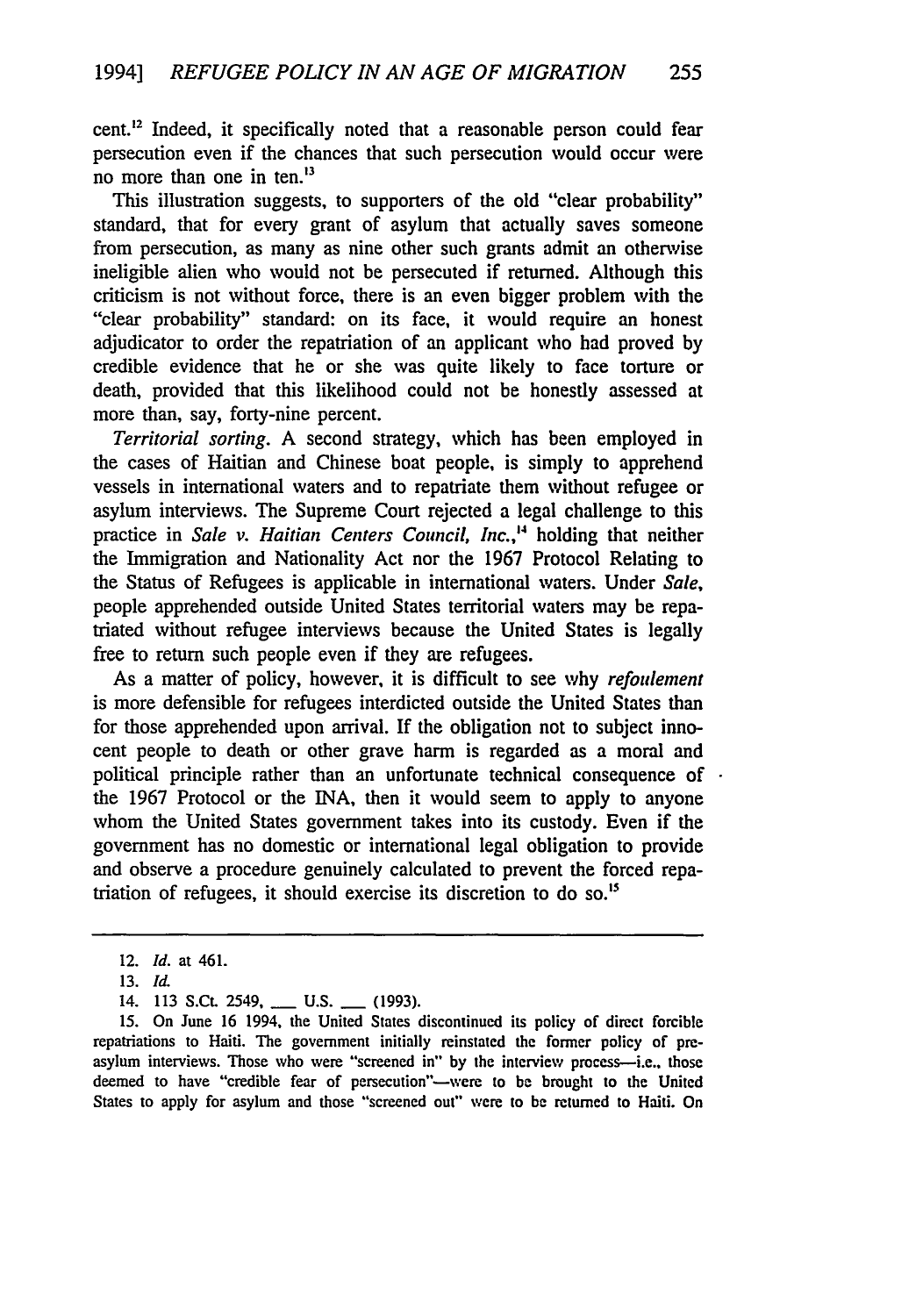cent.[12] Indeed, it specifically noted that a reasonable person could fear persecution even if the chances that such persecution would occur were no more than one in ten.[13]

This illustration suggests, to supporters of the old "clear probability" standard, that for every grant of asylum that actually saves someone from persecution, as many as nine other such grants admit an otherwise ineligible alien who would not be persecuted if returned. Although this criticism is not without force, there is an even bigger problem with the "clear probability" standard: on its face, it would require an honest adjudicator to order the repatriation of an applicant who had proved by credible evidence that he or she was quite likely to face torture or death, provided that this likelihood could not be honestly assessed at more than, say, forty-nine percent.

*Territorial sorting.* A second strategy, which has been employed in the cases of Haitian and Chinese boat people, is simply to apprehend vessels in international waters and to repatriate them without refugee or asylum interviews. The Supreme Court rejected a legal challenge to this practice in *Sale v. Haitian Centers Council, Inc.*,[14] holding that neither the Immigration and Nationality Act nor the 1967 Protocol Relating to the Status of Refugees is applicable in international waters. Under *Sale*, people apprehended outside United States territorial waters may be repatriated without refugee interviews because the United States is legally free to return such people even if they are refugees.

As a matter of policy, however, it is difficult to see why *refoulement* is more defensible for refugees interdicted outside the United States than for those apprehended upon arrival. If the obligation not to subject innocent people to death or other grave harm is regarded as a moral and political principle rather than an unfortunate technical consequence of the 1967 Protocol or the INA, then it would seem to apply to anyone whom the United States government takes into its custody. Even if the government has no domestic or international legal obligation to provide and observe a procedure genuinely calculated to prevent the forced repatriation of refugees, it should exercise its discretion to do so.[15]

---

12. *Id.* at 461.

13. *Id.*

14. 113 S.Ct. 2549, ___ U.S. ___ (1993).

15. On June 16 1994, the United States discontinued its policy of direct forcible repatriations to Haiti. The government initially reinstated the former policy of pre-asylum interviews. Those who were "screened in" by the interview process—i.e., those deemed to have "credible fear of persecution"—were to be brought to the United States to apply for asylum and those "screened out" were to be returned to Haiti. On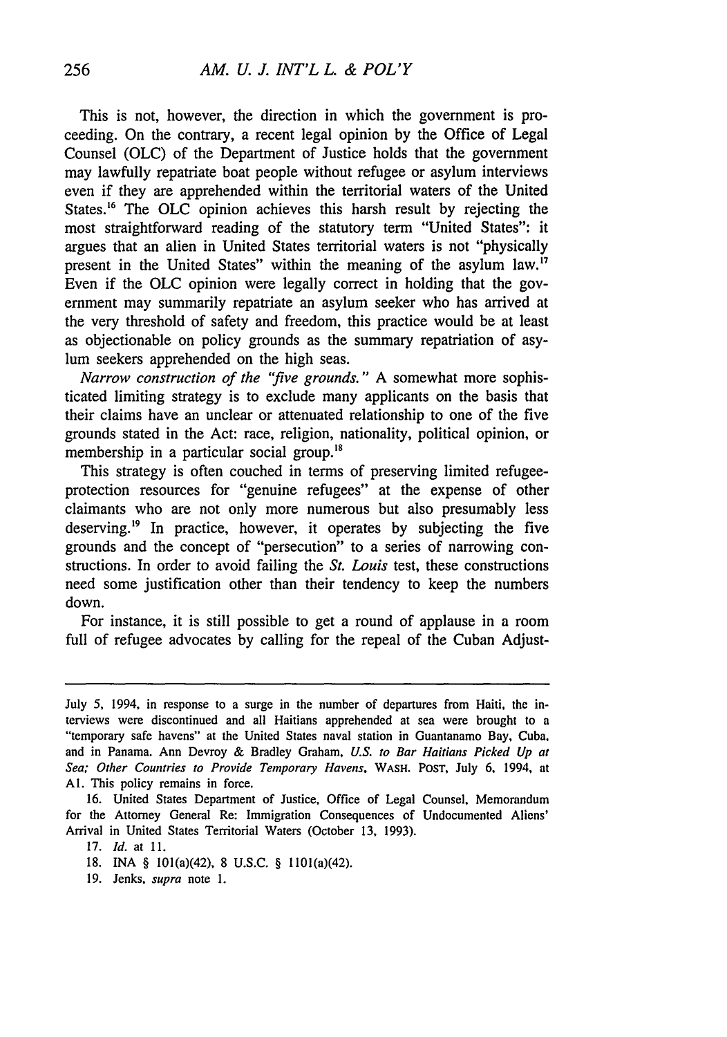This is not, however, the direction in which the government is proceeding. On the contrary, a recent legal opinion by the Office of Legal Counsel (OLC) of the Department of Justice holds that the government may lawfully repatriate boat people without refugee or asylum interviews even if they are apprehended within the territorial waters of the United States.[16] The OLC opinion achieves this harsh result by rejecting the most straightforward reading of the statutory term "United States": it argues that an alien in United States territorial waters is not "physically present in the United States" within the meaning of the asylum law.[17] Even if the OLC opinion were legally correct in holding that the government may summarily repatriate an asylum seeker who has arrived at the very threshold of safety and freedom, this practice would be at least as objectionable on policy grounds as the summary repatriation of asylum seekers apprehended on the high seas.

*Narrow construction of the "five grounds."* A somewhat more sophisticated limiting strategy is to exclude many applicants on the basis that their claims have an unclear or attenuated relationship to one of the five grounds stated in the Act: race, religion, nationality, political opinion, or membership in a particular social group.[18]

This strategy is often couched in terms of preserving limited refugee-protection resources for "genuine refugees" at the expense of other claimants who are not only more numerous but also presumably less deserving.[19] In practice, however, it operates by subjecting the five grounds and the concept of "persecution" to a series of narrowing constructions. In order to avoid failing the *St. Louis* test, these constructions need some justification other than their tendency to keep the numbers down.

For instance, it is still possible to get a round of applause in a room full of refugee advocates by calling for the repeal of the Cuban Adjust-

---

July 5, 1994, in response to a surge in the number of departures from Haiti, the interviews were discontinued and all Haitians apprehended at sea were brought to a "temporary safe havens" at the United States naval station in Guantanamo Bay, Cuba, and in Panama. Ann Devroy & Bradley Graham, *U.S. to Bar Haitians Picked Up at Sea; Other Countries to Provide Temporary Havens*, WASH. POST, July 6, 1994, at A1. This policy remains in force.

16. United States Department of Justice, Office of Legal Counsel, Memorandum for the Attorney General Re: Immigration Consequences of Undocumented Aliens' Arrival in United States Territorial Waters (October 13, 1993).

17. *Id.* at 11.

18. INA § 101(a)(42), 8 U.S.C. § 1101(a)(42).

19. Jenks, *supra* note 1.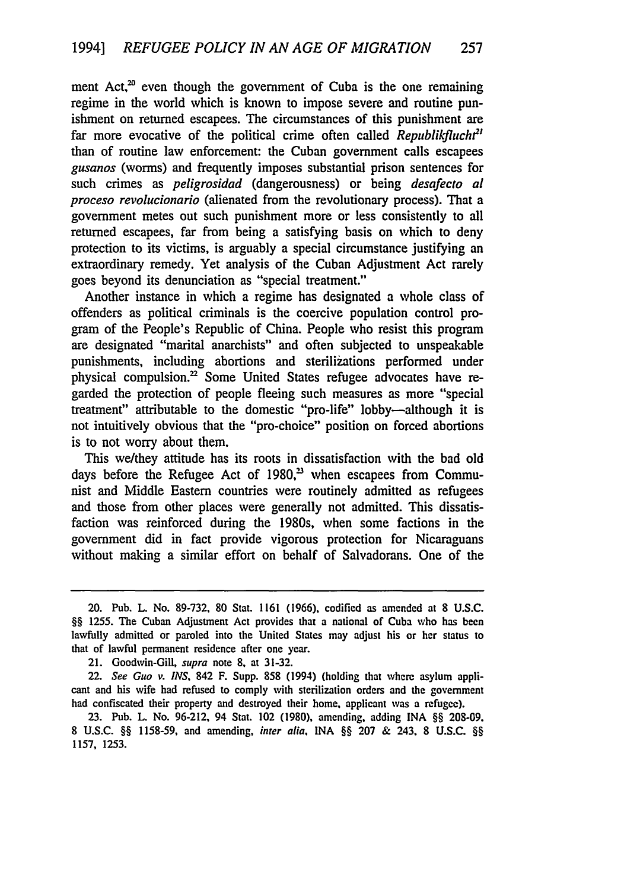ment Act,[20] even though the government of Cuba is the one remaining regime in the world which is known to impose severe and routine punishment on returned escapees. The circumstances of this punishment are far more evocative of the political crime often called *Republikflucht*[21] than of routine law enforcement: the Cuban government calls escapees *gusanos* (worms) and frequently imposes substantial prison sentences for such crimes as *peligrosidad* (dangerousness) or being *desafecto al proceso revolucionario* (alienated from the revolutionary process). That a government metes out such punishment more or less consistently to all returned escapees, far from being a satisfying basis on which to deny protection to its victims, is arguably a special circumstance justifying an extraordinary remedy. Yet analysis of the Cuban Adjustment Act rarely goes beyond its denunciation as "special treatment."

Another instance in which a regime has designated a whole class of offenders as political criminals is the coercive population control program of the People's Republic of China. People who resist this program are designated "marital anarchists" and often subjected to unspeakable punishments, including abortions and sterilizations performed under physical compulsion.[22] Some United States refugee advocates have regarded the protection of people fleeing such measures as more "special treatment" attributable to the domestic "pro-life" lobby—although it is not intuitively obvious that the "pro-choice" position on forced abortions is to not worry about them.

This we/they attitude has its roots in dissatisfaction with the bad old days before the Refugee Act of 1980,[23] when escapees from Communist and Middle Eastern countries were routinely admitted as refugees and those from other places were generally not admitted. This dissatisfaction was reinforced during the 1980s, when some factions in the government did in fact provide vigorous protection for Nicaraguans without making a similar effort on behalf of Salvadorans. One of the

---

20. Pub. L. No. 89-732, 80 Stat. 1161 (1966), codified as amended at 8 U.S.C. §§ 1255. The Cuban Adjustment Act provides that a national of Cuba who has been lawfully admitted or paroled into the United States may adjust his or her status to that of lawful permanent residence after one year.

21. Goodwin-Gill, *supra* note 8, at 31-32.

22. *See Guo v. INS*, 842 F. Supp. 858 (1994) (holding that where asylum applicant and his wife had refused to comply with sterilization orders and the government had confiscated their property and destroyed their home, applicant was a refugee).

23. Pub. L. No. 96-212, 94 Stat. 102 (1980), amending, adding INA §§ 208-09, 8 U.S.C. §§ 1158-59, and amending, *inter alia*, INA §§ 207 & 243, 8 U.S.C. §§ 1157, 1253.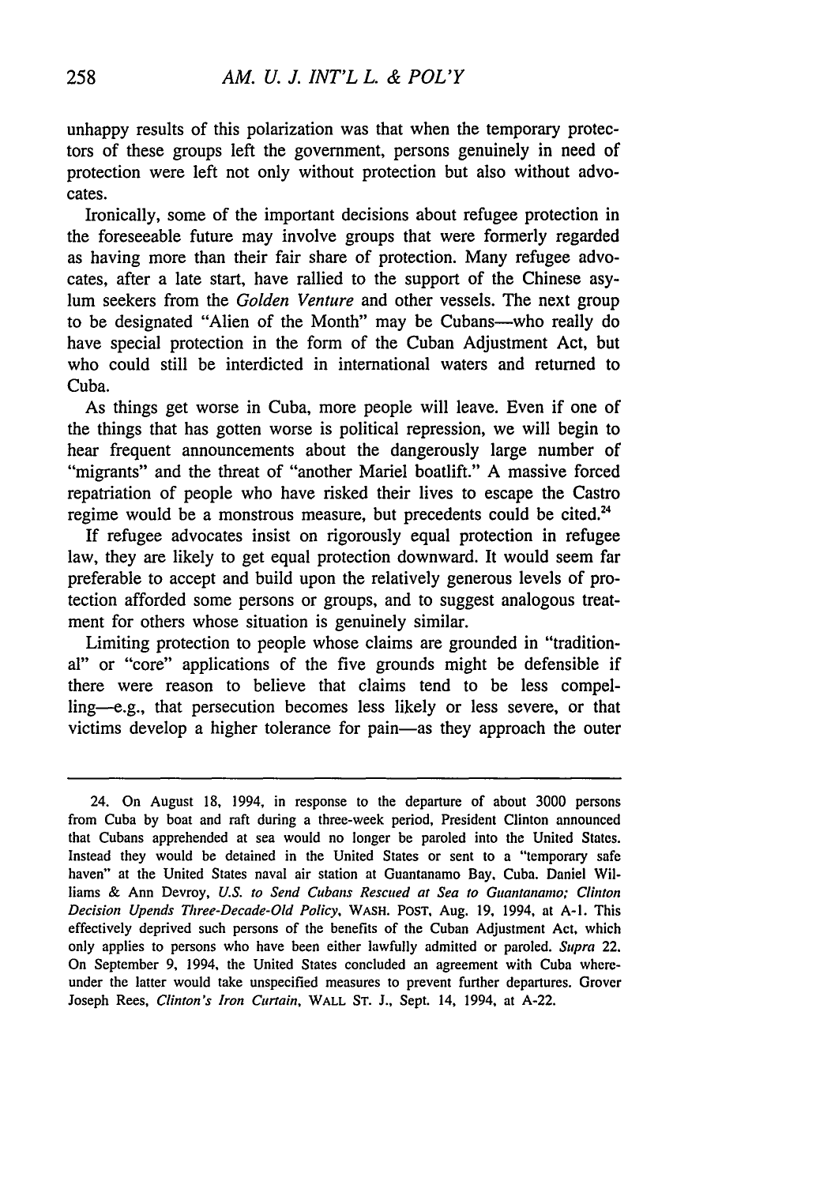unhappy results of this polarization was that when the temporary protectors of these groups left the government, persons genuinely in need of protection were left not only without protection but also without advocates.

Ironically, some of the important decisions about refugee protection in the foreseeable future may involve groups that were formerly regarded as having more than their fair share of protection. Many refugee advocates, after a late start, have rallied to the support of the Chinese asylum seekers from the *Golden Venture* and other vessels. The next group to be designated "Alien of the Month" may be Cubans—who really do have special protection in the form of the Cuban Adjustment Act, but who could still be interdicted in international waters and returned to Cuba.

As things get worse in Cuba, more people will leave. Even if one of the things that has gotten worse is political repression, we will begin to hear frequent announcements about the dangerously large number of "migrants" and the threat of "another Mariel boatlift." A massive forced repatriation of people who have risked their lives to escape the Castro regime would be a monstrous measure, but precedents could be cited.[24]

If refugee advocates insist on rigorously equal protection in refugee law, they are likely to get equal protection downward. It would seem far preferable to accept and build upon the relatively generous levels of protection afforded some persons or groups, and to suggest analogous treatment for others whose situation is genuinely similar.

Limiting protection to people whose claims are grounded in "traditional" or "core" applications of the five grounds might be defensible if there were reason to believe that claims tend to be less compelling—e.g., that persecution becomes less likely or less severe, or that victims develop a higher tolerance for pain—as they approach the outer

---

24. On August 18, 1994, in response to the departure of about 3000 persons from Cuba by boat and raft during a three-week period, President Clinton announced that Cubans apprehended at sea would no longer be paroled into the United States. Instead they would be detained in the United States or sent to a "temporary safe haven" at the United States naval air station at Guantanamo Bay, Cuba. Daniel Williams & Ann Devroy, *U.S. to Send Cubans Rescued at Sea to Guantanamo; Clinton Decision Upends Three-Decade-Old Policy*, WASH. POST, Aug. 19, 1994, at A-1. This effectively deprived such persons of the benefits of the Cuban Adjustment Act, which only applies to persons who have been either lawfully admitted or paroled. *Supra* 22. On September 9, 1994, the United States concluded an agreement with Cuba whereunder the latter would take unspecified measures to prevent further departures. Grover Joseph Rees, *Clinton's Iron Curtain*, WALL ST. J., Sept. 14, 1994, at A-22.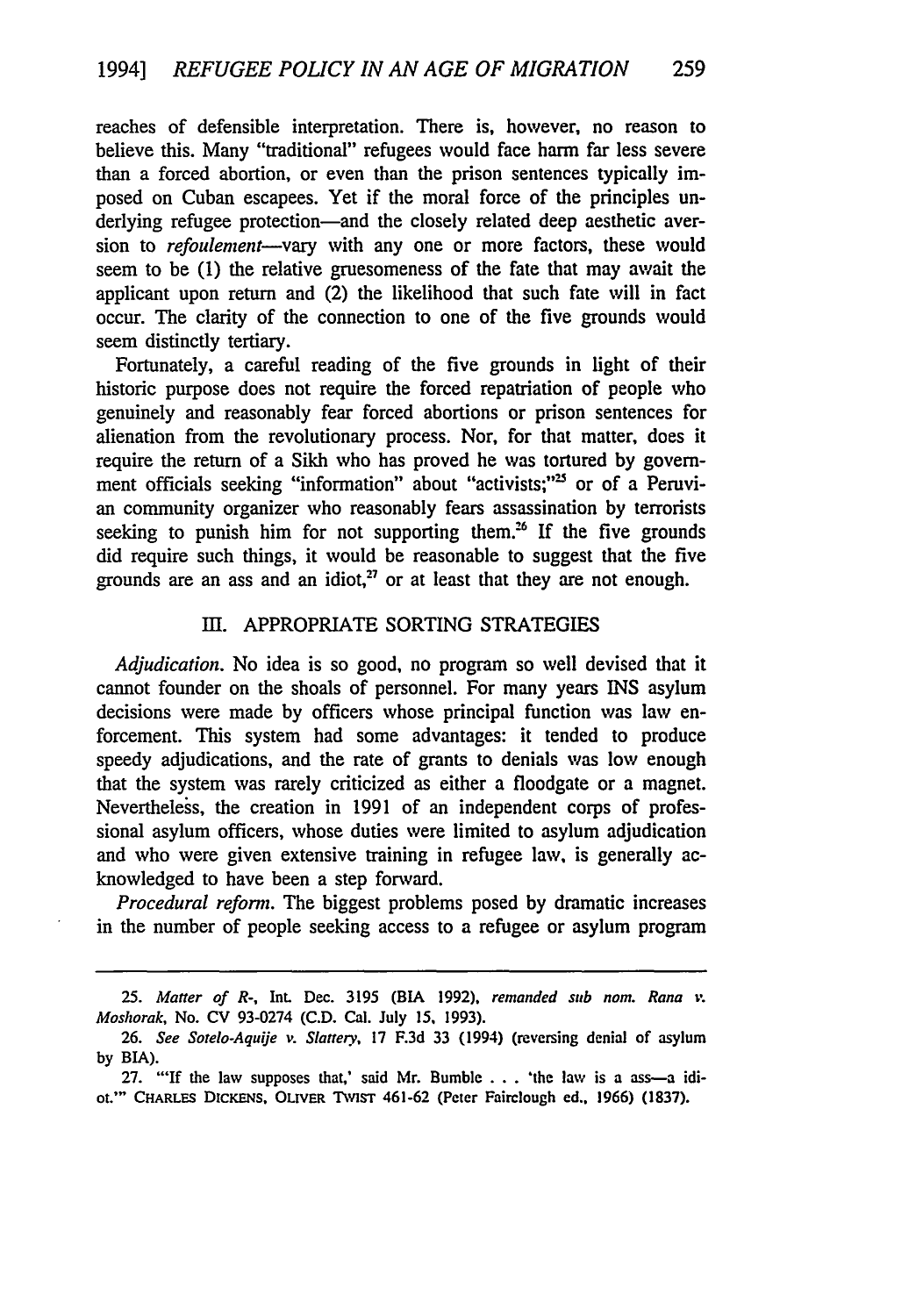reaches of defensible interpretation. There is, however, no reason to believe this. Many "traditional" refugees would face harm far less severe than a forced abortion, or even than the prison sentences typically imposed on Cuban escapees. Yet if the moral force of the principles underlying refugee protection—and the closely related deep aesthetic aversion to *refoulement*—vary with any one or more factors, these would seem to be (1) the relative gruesomeness of the fate that may await the applicant upon return and (2) the likelihood that such fate will in fact occur. The clarity of the connection to one of the five grounds would seem distinctly tertiary.

Fortunately, a careful reading of the five grounds in light of their historic purpose does not require the forced repatriation of people who genuinely and reasonably fear forced abortions or prison sentences for alienation from the revolutionary process. Nor, for that matter, does it require the return of a Sikh who has proved he was tortured by government officials seeking "information" about "activists;"[25] or of a Peruvian community organizer who reasonably fears assassination by terrorists seeking to punish him for not supporting them.[26] If the five grounds did require such things, it would be reasonable to suggest that the five grounds are an ass and an idiot,[27] or at least that they are not enough.

## III. APPROPRIATE SORTING STRATEGIES

*Adjudication.* No idea is so good, no program so well devised that it cannot founder on the shoals of personnel. For many years INS asylum decisions were made by officers whose principal function was law enforcement. This system had some advantages: it tended to produce speedy adjudications, and the rate of grants to denials was low enough that the system was rarely criticized as either a floodgate or a magnet. Nevertheless, the creation in 1991 of an independent corps of professional asylum officers, whose duties were limited to asylum adjudication and who were given extensive training in refugee law, is generally acknowledged to have been a step forward.

*Procedural reform.* The biggest problems posed by dramatic increases in the number of people seeking access to a refugee or asylum program

---

25. *Matter of R-*, Int. Dec. 3195 (BIA 1992), *remanded sub nom. Rana v. Moshorak*, No. CV 93-0274 (C.D. Cal. July 15, 1993).

26. *See Sotelo-Aquije v. Slattery*, 17 F.3d 33 (1994) (reversing denial of asylum by BIA).

27. "'If the law supposes that,' said Mr. Bumble . . . 'the law is a ass—a idiot.'" CHARLES DICKENS, OLIVER TWIST 461-62 (Peter Fairclough ed., 1966) (1837).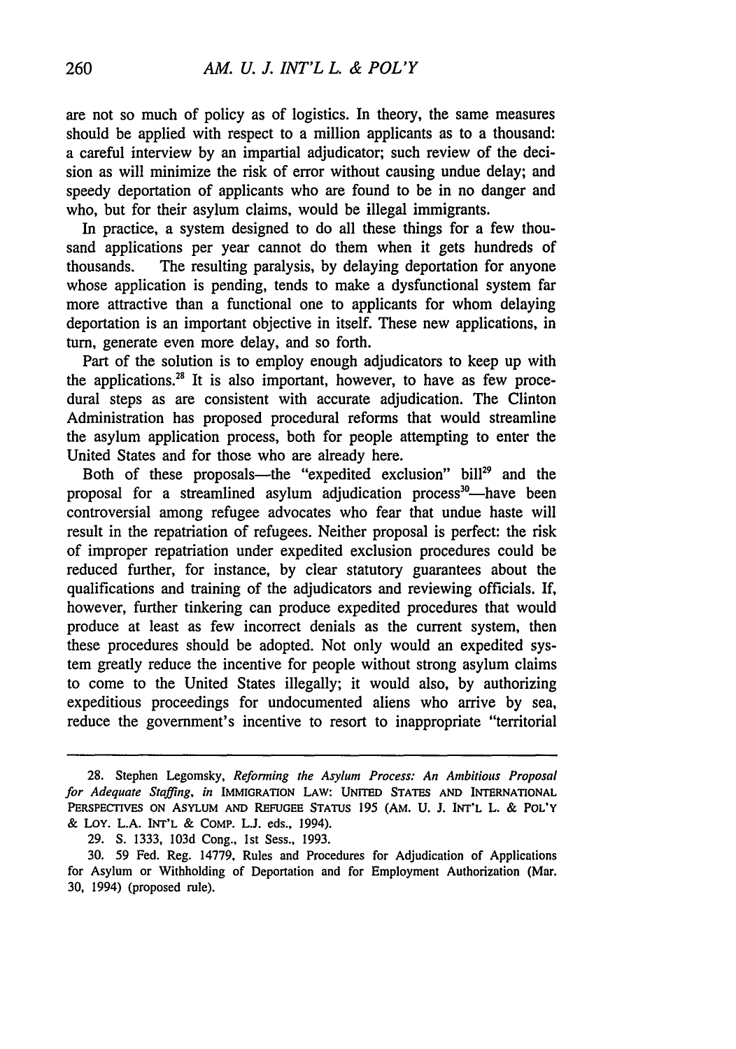are not so much of policy as of logistics. In theory, the same measures should be applied with respect to a million applicants as to a thousand: a careful interview by an impartial adjudicator; such review of the decision as will minimize the risk of error without causing undue delay; and speedy deportation of applicants who are found to be in no danger and who, but for their asylum claims, would be illegal immigrants.

In practice, a system designed to do all these things for a few thousand applications per year cannot do them when it gets hundreds of thousands. The resulting paralysis, by delaying deportation for anyone whose application is pending, tends to make a dysfunctional system far more attractive than a functional one to applicants for whom delaying deportation is an important objective in itself. These new applications, in turn, generate even more delay, and so forth.

Part of the solution is to employ enough adjudicators to keep up with the applications.[28] It is also important, however, to have as few procedural steps as are consistent with accurate adjudication. The Clinton Administration has proposed procedural reforms that would streamline the asylum application process, both for people attempting to enter the United States and for those who are already here.

Both of these proposals—the "expedited exclusion" bill[29] and the proposal for a streamlined asylum adjudication process[30]—have been controversial among refugee advocates who fear that undue haste will result in the repatriation of refugees. Neither proposal is perfect: the risk of improper repatriation under expedited exclusion procedures could be reduced further, for instance, by clear statutory guarantees about the qualifications and training of the adjudicators and reviewing officials. If, however, further tinkering can produce expedited procedures that would produce at least as few incorrect denials as the current system, then these procedures should be adopted. Not only would an expedited system greatly reduce the incentive for people without strong asylum claims to come to the United States illegally; it would also, by authorizing expeditious proceedings for undocumented aliens who arrive by sea, reduce the government's incentive to resort to inappropriate "territorial

---

28. Stephen Legomsky, *Reforming the Asylum Process: An Ambitious Proposal for Adequate Staffing*, *in* IMMIGRATION LAW: UNITED STATES AND INTERNATIONAL PERSPECTIVES ON ASYLUM AND REFUGEE STATUS 195 (AM. U. J. INT'L L. & POL'Y & LOY. L.A. INT'L & COMP. L.J. eds., 1994).

29. S. 1333, 103d Cong., 1st Sess., 1993.

30. 59 Fed. Reg. 14779, Rules and Procedures for Adjudication of Applications for Asylum or Withholding of Deportation and for Employment Authorization (Mar. 30, 1994) (proposed rule).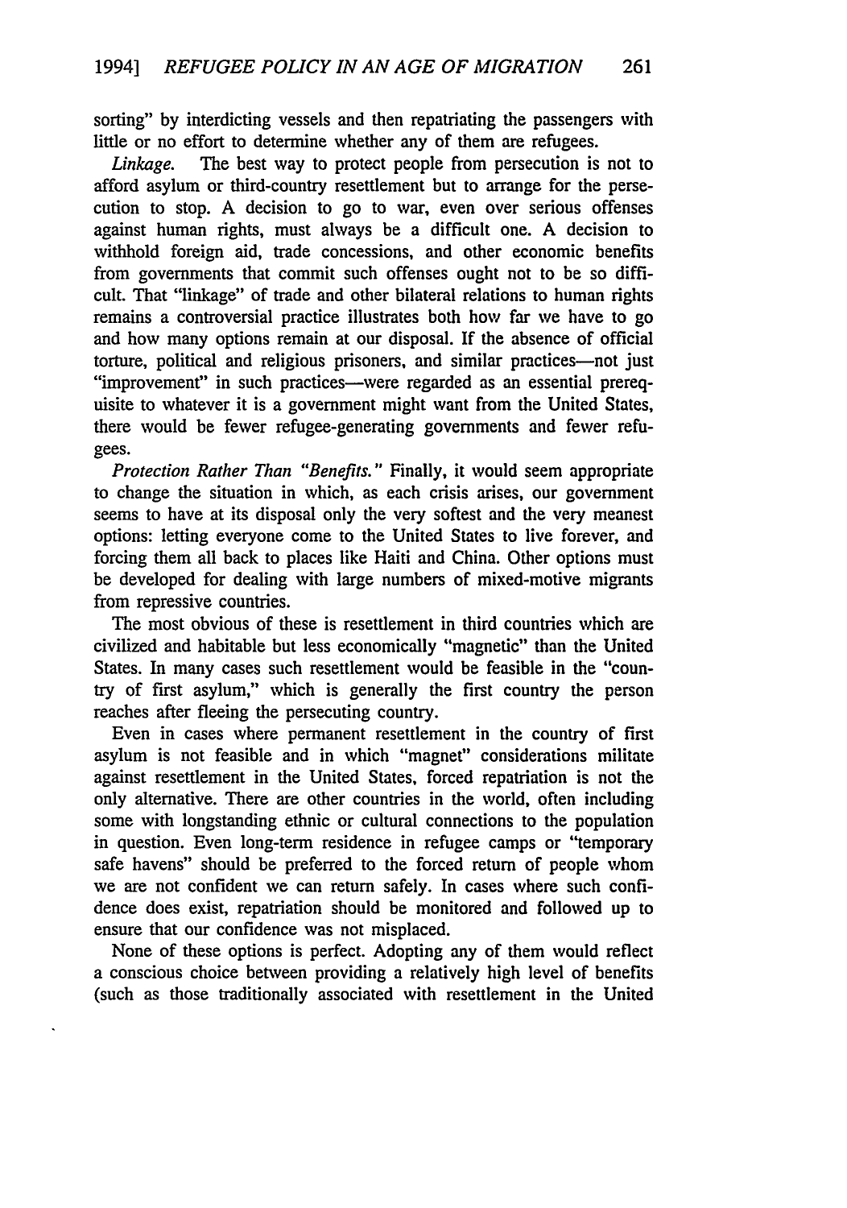sorting" by interdicting vessels and then repatriating the passengers with little or no effort to determine whether any of them are refugees.

*Linkage.* The best way to protect people from persecution is not to afford asylum or third-country resettlement but to arrange for the persecution to stop. A decision to go to war, even over serious offenses against human rights, must always be a difficult one. A decision to withhold foreign aid, trade concessions, and other economic benefits from governments that commit such offenses ought not to be so difficult. That "linkage" of trade and other bilateral relations to human rights remains a controversial practice illustrates both how far we have to go and how many options remain at our disposal. If the absence of official torture, political and religious prisoners, and similar practices—not just "improvement" in such practices—were regarded as an essential prerequisite to whatever it is a government might want from the United States, there would be fewer refugee-generating governments and fewer refugees.

*Protection Rather Than "Benefits."* Finally, it would seem appropriate to change the situation in which, as each crisis arises, our government seems to have at its disposal only the very softest and the very meanest options: letting everyone come to the United States to live forever, and forcing them all back to places like Haiti and China. Other options must be developed for dealing with large numbers of mixed-motive migrants from repressive countries.

The most obvious of these is resettlement in third countries which are civilized and habitable but less economically "magnetic" than the United States. In many cases such resettlement would be feasible in the "country of first asylum," which is generally the first country the person reaches after fleeing the persecuting country.

Even in cases where permanent resettlement in the country of first asylum is not feasible and in which "magnet" considerations militate against resettlement in the United States, forced repatriation is not the only alternative. There are other countries in the world, often including some with longstanding ethnic or cultural connections to the population in question. Even long-term residence in refugee camps or "temporary safe havens" should be preferred to the forced return of people whom we are not confident we can return safely. In cases where such confidence does exist, repatriation should be monitored and followed up to ensure that our confidence was not misplaced.

None of these options is perfect. Adopting any of them would reflect a conscious choice between providing a relatively high level of benefits (such as those traditionally associated with resettlement in the United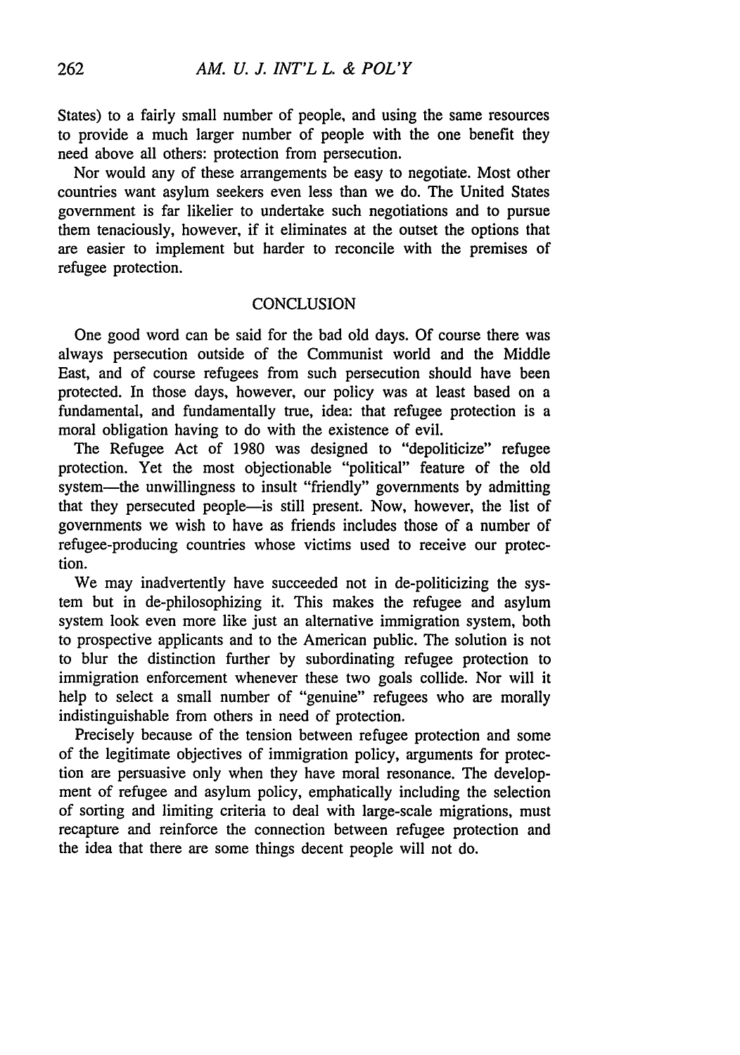States) to a fairly small number of people, and using the same resources to provide a much larger number of people with the one benefit they need above all others: protection from persecution.

Nor would any of these arrangements be easy to negotiate. Most other countries want asylum seekers even less than we do. The United States government is far likelier to undertake such negotiations and to pursue them tenaciously, however, if it eliminates at the outset the options that are easier to implement but harder to reconcile with the premises of refugee protection.

## CONCLUSION

One good word can be said for the bad old days. Of course there was always persecution outside of the Communist world and the Middle East, and of course refugees from such persecution should have been protected. In those days, however, our policy was at least based on a fundamental, and fundamentally true, idea: that refugee protection is a moral obligation having to do with the existence of evil.

The Refugee Act of 1980 was designed to "depoliticize" refugee protection. Yet the most objectionable "political" feature of the old system—the unwillingness to insult "friendly" governments by admitting that they persecuted people—is still present. Now, however, the list of governments we wish to have as friends includes those of a number of refugee-producing countries whose victims used to receive our protection.

We may inadvertently have succeeded not in de-politicizing the system but in de-philosophizing it. This makes the refugee and asylum system look even more like just an alternative immigration system, both to prospective applicants and to the American public. The solution is not to blur the distinction further by subordinating refugee protection to immigration enforcement whenever these two goals collide. Nor will it help to select a small number of "genuine" refugees who are morally indistinguishable from others in need of protection.

Precisely because of the tension between refugee protection and some of the legitimate objectives of immigration policy, arguments for protection are persuasive only when they have moral resonance. The development of refugee and asylum policy, emphatically including the selection of sorting and limiting criteria to deal with large-scale migrations, must recapture and reinforce the connection between refugee protection and the idea that there are some things decent people will not do.